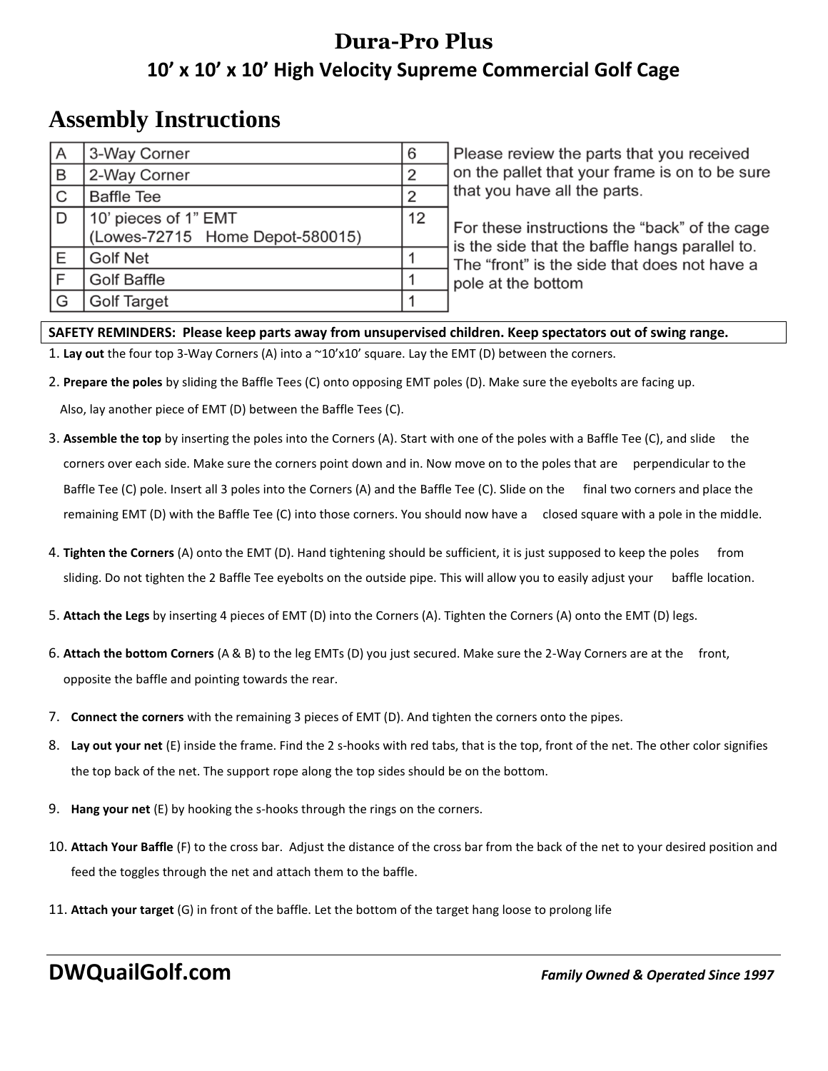# Dura-Pro Plus

## 10' x 10' x 10' High Velocity Supreme Commercial Golf Cage

# Assembly Instructions

| A | 3-Way Corner | 6 |
|---|---|---|
| B | 2-Way Corner | 2 |
| C | Baffle Tee | 2 |
| D | 10' pieces of 1" EMT (Lowes-72715 Home Depot-580015) | 12 |
| E | Golf Net | 1 |
| F | Golf Baffle | 1 |
| G | Golf Target | 1 |

Please review the parts that you received on the pallet that your frame is on to be sure that you have all the parts.

For these instructions the "back" of the cage is the side that the baffle hangs parallel to. The "front" is the side that does not have a pole at the bottom

**SAFETY REMINDERS: Please keep parts away from unsupervised children. Keep spectators out of swing range.**

1. **Lay out** the four top 3-Way Corners (A) into a ~10'x10' square. Lay the EMT (D) between the corners.
2. **Prepare the poles** by sliding the Baffle Tees (C) onto opposing EMT poles (D). Make sure the eyebolts are facing up. Also, lay another piece of EMT (D) between the Baffle Tees (C).
3. **Assemble the top** by inserting the poles into the Corners (A). Start with one of the poles with a Baffle Tee (C), and slide the corners over each side. Make sure the corners point down and in. Now move on to the poles that are perpendicular to the Baffle Tee (C) pole. Insert all 3 poles into the Corners (A) and the Baffle Tee (C). Slide on the final two corners and place the remaining EMT (D) with the Baffle Tee (C) into those corners. You should now have a closed square with a pole in the middle.
4. **Tighten the Corners** (A) onto the EMT (D). Hand tightening should be sufficient, it is just supposed to keep the poles from sliding. Do not tighten the 2 Baffle Tee eyebolts on the outside pipe. This will allow you to easily adjust your baffle location.
5. **Attach the Legs** by inserting 4 pieces of EMT (D) into the Corners (A). Tighten the Corners (A) onto the EMT (D) legs.
6. **Attach the bottom Corners** (A & B) to the leg EMTs (D) you just secured. Make sure the 2-Way Corners are at the front, opposite the baffle and pointing towards the rear.
7. **Connect the corners** with the remaining 3 pieces of EMT (D). And tighten the corners onto the pipes.
8. **Lay out your net** (E) inside the frame. Find the 2 s-hooks with red tabs, that is the top, front of the net. The other color signifies the top back of the net. The support rope along the top sides should be on the bottom.
9. **Hang your net** (E) by hooking the s-hooks through the rings on the corners.
10. **Attach Your Baffle** (F) to the cross bar. Adjust the distance of the cross bar from the back of the net to your desired position and feed the toggles through the net and attach them to the baffle.
11. **Attach your target** (G) in front of the baffle. Let the bottom of the target hang loose to prolong life

## DWQuailGolf.com

***Family Owned & Operated Since 1997***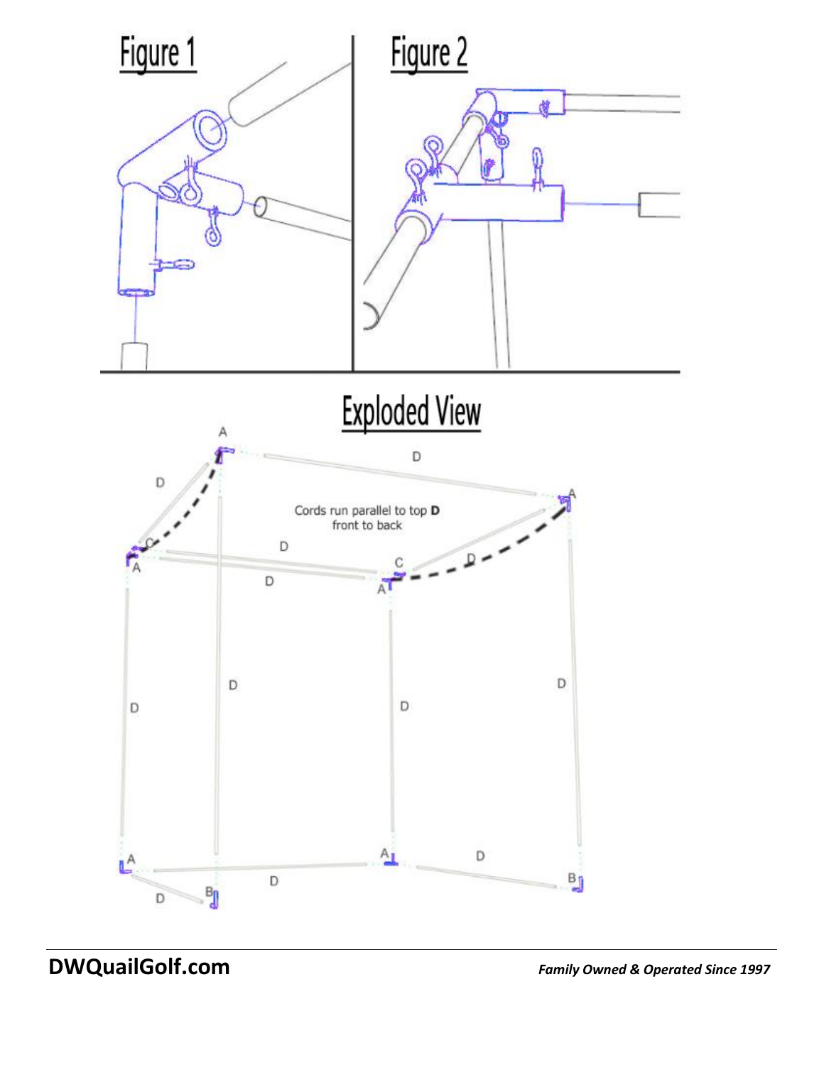Figure 1

Figure 2

Exploded View

A

D

D

Cords run parallel to top **D** front to back

A

C

D

A

C

D

D

A

D

D

D

D

A

D

A

D

B

D

B

**DWQuailGolf.com**

***Family Owned & Operated Since 1997***